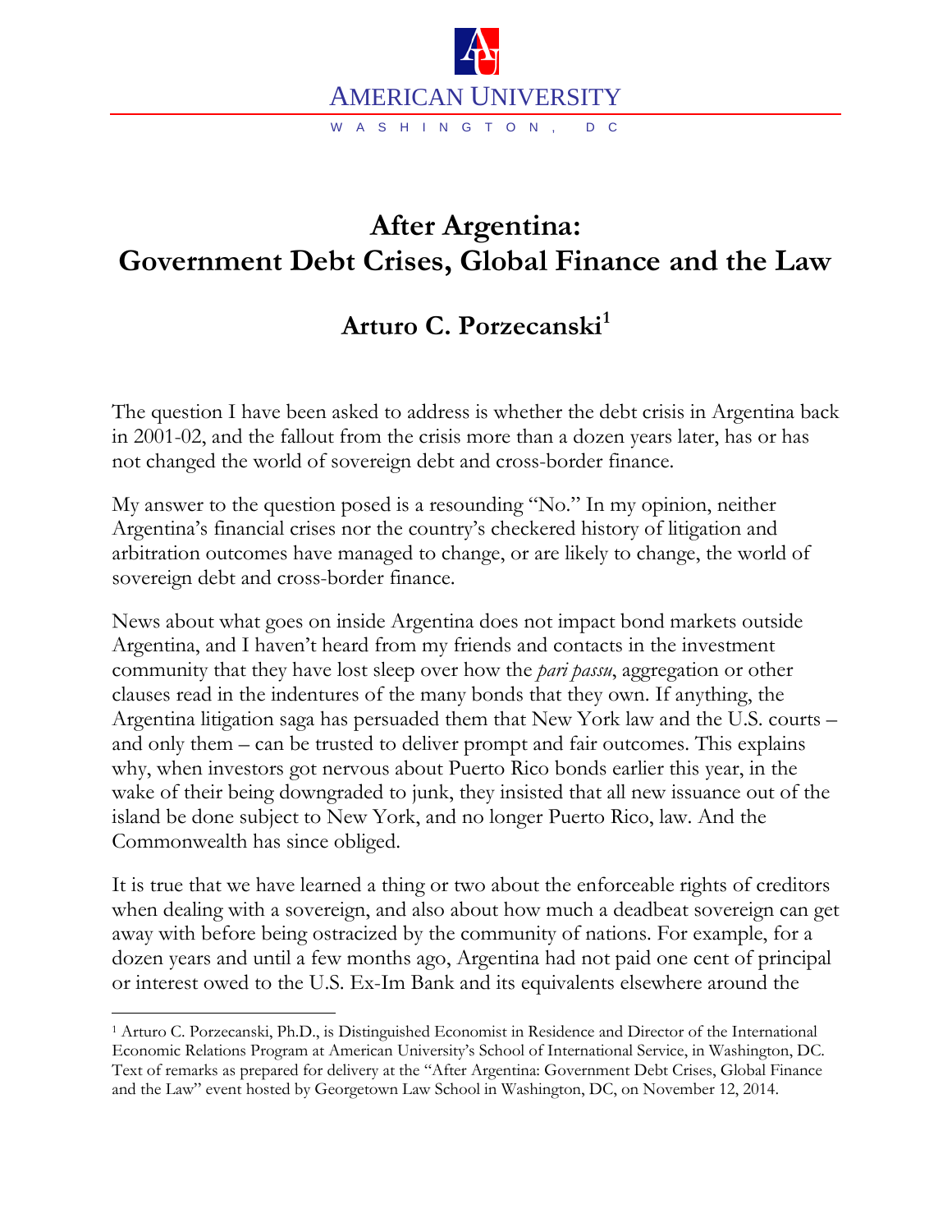AMERICAN UNIVERSITY

WASHINGTON, DC

# After Argentina: Government Debt Crises, Global Finance and the Law

## Arturo C. Porzecanski[1]

The question I have been asked to address is whether the debt crisis in Argentina back in 2001-02, and the fallout from the crisis more than a dozen years later, has or has not changed the world of sovereign debt and cross-border finance.

My answer to the question posed is a resounding "No." In my opinion, neither Argentina's financial crises nor the country's checkered history of litigation and arbitration outcomes have managed to change, or are likely to change, the world of sovereign debt and cross-border finance.

News about what goes on inside Argentina does not impact bond markets outside Argentina, and I haven't heard from my friends and contacts in the investment community that they have lost sleep over how the *pari passu*, aggregation or other clauses read in the indentures of the many bonds that they own. If anything, the Argentina litigation saga has persuaded them that New York law and the U.S. courts – and only them – can be trusted to deliver prompt and fair outcomes. This explains why, when investors got nervous about Puerto Rico bonds earlier this year, in the wake of their being downgraded to junk, they insisted that all new issuance out of the island be done subject to New York, and no longer Puerto Rico, law. And the Commonwealth has since obliged.

It is true that we have learned a thing or two about the enforceable rights of creditors when dealing with a sovereign, and also about how much a deadbeat sovereign can get away with before being ostracized by the community of nations. For example, for a dozen years and until a few months ago, Argentina had not paid one cent of principal or interest owed to the U.S. Ex-Im Bank and its equivalents elsewhere around the

---

[1] Arturo C. Porzecanski, Ph.D., is Distinguished Economist in Residence and Director of the International Economic Relations Program at American University's School of International Service, in Washington, DC. Text of remarks as prepared for delivery at the "After Argentina: Government Debt Crises, Global Finance and the Law" event hosted by Georgetown Law School in Washington, DC, on November 12, 2014.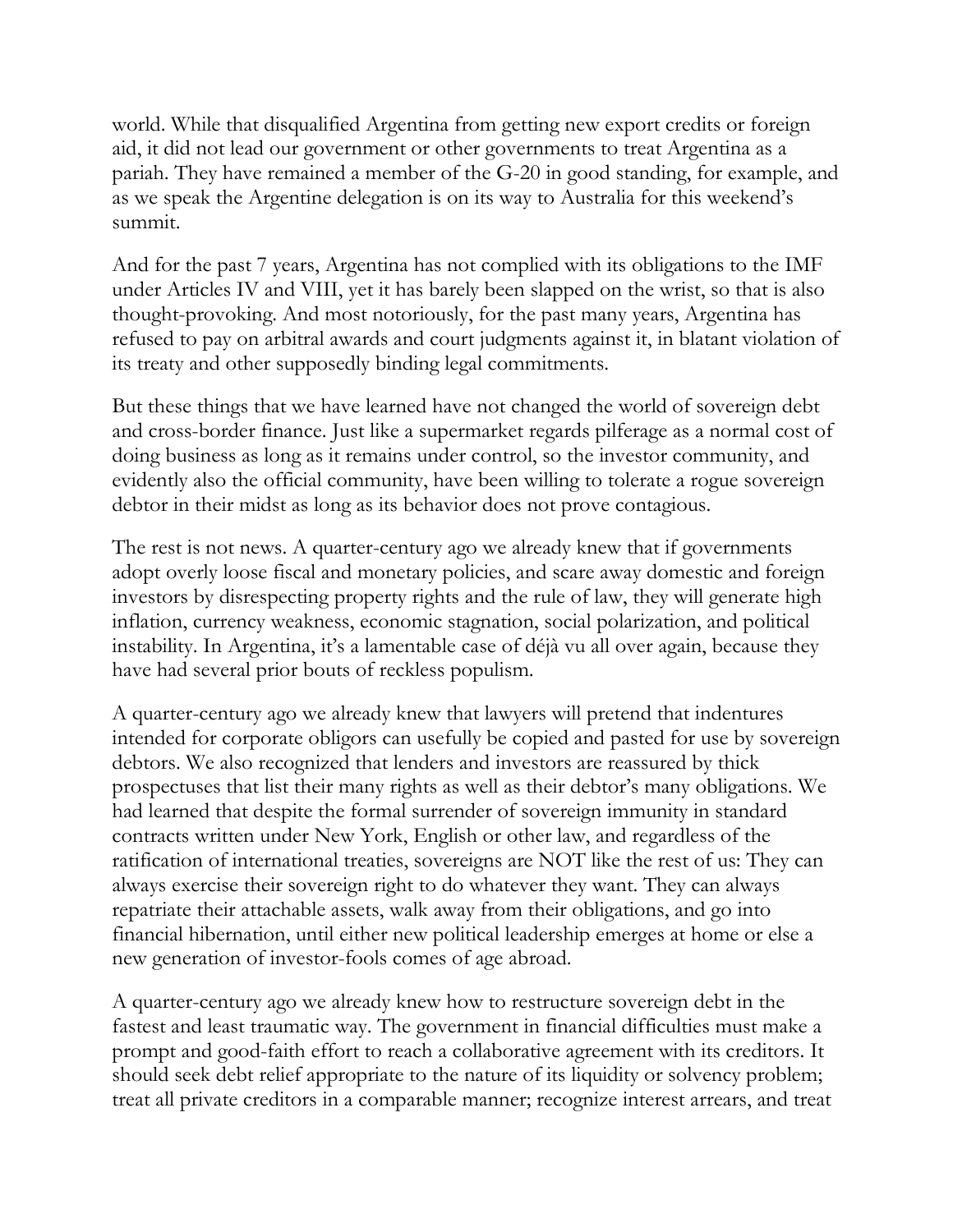world. While that disqualified Argentina from getting new export credits or foreign aid, it did not lead our government or other governments to treat Argentina as a pariah. They have remained a member of the G-20 in good standing, for example, and as we speak the Argentine delegation is on its way to Australia for this weekend's summit.

And for the past 7 years, Argentina has not complied with its obligations to the IMF under Articles IV and VIII, yet it has barely been slapped on the wrist, so that is also thought-provoking. And most notoriously, for the past many years, Argentina has refused to pay on arbitral awards and court judgments against it, in blatant violation of its treaty and other supposedly binding legal commitments.

But these things that we have learned have not changed the world of sovereign debt and cross-border finance. Just like a supermarket regards pilferage as a normal cost of doing business as long as it remains under control, so the investor community, and evidently also the official community, have been willing to tolerate a rogue sovereign debtor in their midst as long as its behavior does not prove contagious.

The rest is not news. A quarter-century ago we already knew that if governments adopt overly loose fiscal and monetary policies, and scare away domestic and foreign investors by disrespecting property rights and the rule of law, they will generate high inflation, currency weakness, economic stagnation, social polarization, and political instability. In Argentina, it's a lamentable case of déjà vu all over again, because they have had several prior bouts of reckless populism.

A quarter-century ago we already knew that lawyers will pretend that indentures intended for corporate obligors can usefully be copied and pasted for use by sovereign debtors. We also recognized that lenders and investors are reassured by thick prospectuses that list their many rights as well as their debtor's many obligations. We had learned that despite the formal surrender of sovereign immunity in standard contracts written under New York, English or other law, and regardless of the ratification of international treaties, sovereigns are NOT like the rest of us: They can always exercise their sovereign right to do whatever they want. They can always repatriate their attachable assets, walk away from their obligations, and go into financial hibernation, until either new political leadership emerges at home or else a new generation of investor-fools comes of age abroad.

A quarter-century ago we already knew how to restructure sovereign debt in the fastest and least traumatic way. The government in financial difficulties must make a prompt and good-faith effort to reach a collaborative agreement with its creditors. It should seek debt relief appropriate to the nature of its liquidity or solvency problem; treat all private creditors in a comparable manner; recognize interest arrears, and treat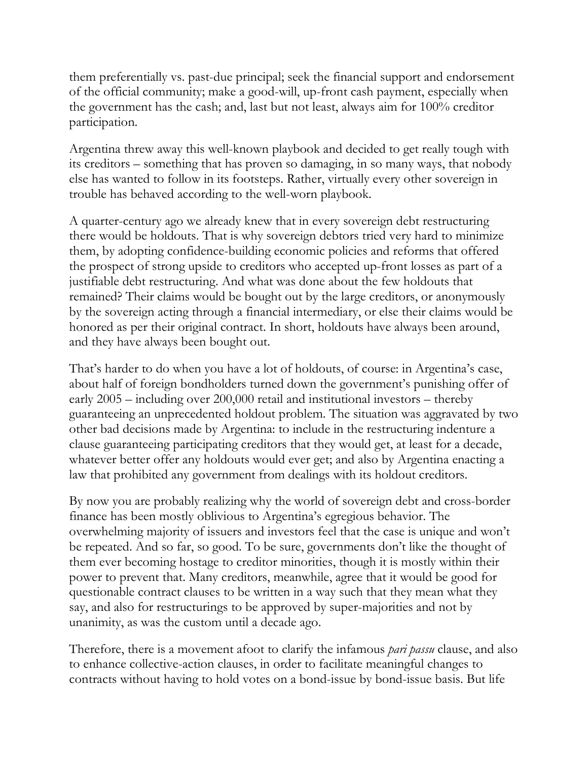them preferentially vs. past-due principal; seek the financial support and endorsement of the official community; make a good-will, up-front cash payment, especially when the government has the cash; and, last but not least, always aim for 100% creditor participation.

Argentina threw away this well-known playbook and decided to get really tough with its creditors – something that has proven so damaging, in so many ways, that nobody else has wanted to follow in its footsteps. Rather, virtually every other sovereign in trouble has behaved according to the well-worn playbook.

A quarter-century ago we already knew that in every sovereign debt restructuring there would be holdouts. That is why sovereign debtors tried very hard to minimize them, by adopting confidence-building economic policies and reforms that offered the prospect of strong upside to creditors who accepted up-front losses as part of a justifiable debt restructuring. And what was done about the few holdouts that remained? Their claims would be bought out by the large creditors, or anonymously by the sovereign acting through a financial intermediary, or else their claims would be honored as per their original contract. In short, holdouts have always been around, and they have always been bought out.

That's harder to do when you have a lot of holdouts, of course: in Argentina's case, about half of foreign bondholders turned down the government's punishing offer of early 2005 – including over 200,000 retail and institutional investors – thereby guaranteeing an unprecedented holdout problem. The situation was aggravated by two other bad decisions made by Argentina: to include in the restructuring indenture a clause guaranteeing participating creditors that they would get, at least for a decade, whatever better offer any holdouts would ever get; and also by Argentina enacting a law that prohibited any government from dealings with its holdout creditors.

By now you are probably realizing why the world of sovereign debt and cross-border finance has been mostly oblivious to Argentina's egregious behavior. The overwhelming majority of issuers and investors feel that the case is unique and won't be repeated. And so far, so good. To be sure, governments don't like the thought of them ever becoming hostage to creditor minorities, though it is mostly within their power to prevent that. Many creditors, meanwhile, agree that it would be good for questionable contract clauses to be written in a way such that they mean what they say, and also for restructurings to be approved by super-majorities and not by unanimity, as was the custom until a decade ago.

Therefore, there is a movement afoot to clarify the infamous *pari passu* clause, and also to enhance collective-action clauses, in order to facilitate meaningful changes to contracts without having to hold votes on a bond-issue by bond-issue basis. But life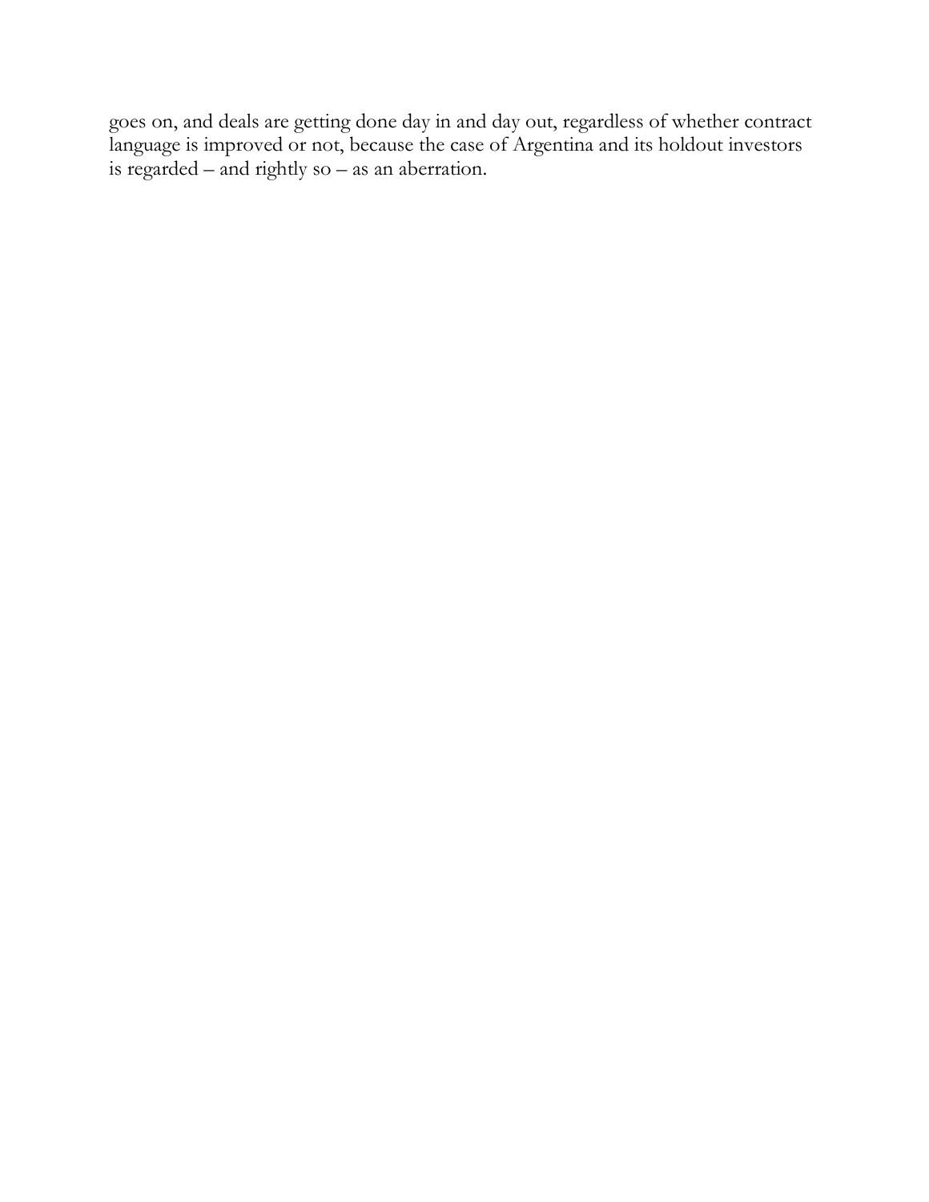goes on, and deals are getting done day in and day out, regardless of whether contract language is improved or not, because the case of Argentina and its holdout investors is regarded – and rightly so – as an aberration.